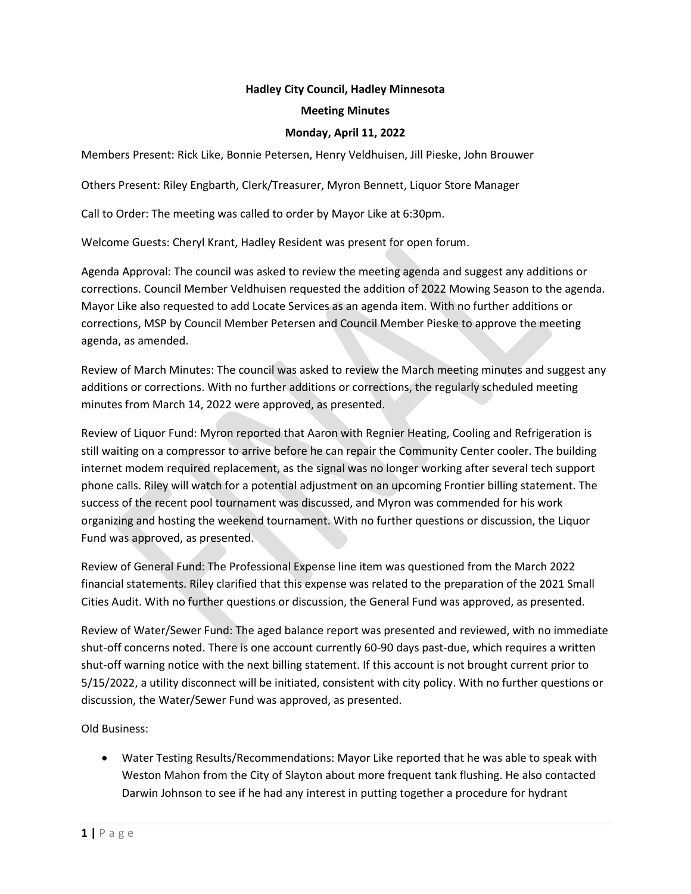**Hadley City Council, Hadley Minnesota**

**Meeting Minutes**

**Monday, April 11, 2022**

Members Present: Rick Like, Bonnie Petersen, Henry Veldhuisen, Jill Pieske, John Brouwer

Others Present: Riley Engbarth, Clerk/Treasurer, Myron Bennett, Liquor Store Manager

Call to Order: The meeting was called to order by Mayor Like at 6:30pm.

Welcome Guests: Cheryl Krant, Hadley Resident was present for open forum.

Agenda Approval: The council was asked to review the meeting agenda and suggest any additions or corrections. Council Member Veldhuisen requested the addition of 2022 Mowing Season to the agenda. Mayor Like also requested to add Locate Services as an agenda item. With no further additions or corrections, MSP by Council Member Petersen and Council Member Pieske to approve the meeting agenda, as amended.

Review of March Minutes: The council was asked to review the March meeting minutes and suggest any additions or corrections. With no further additions or corrections, the regularly scheduled meeting minutes from March 14, 2022 were approved, as presented.

Review of Liquor Fund: Myron reported that Aaron with Regnier Heating, Cooling and Refrigeration is still waiting on a compressor to arrive before he can repair the Community Center cooler. The building internet modem required replacement, as the signal was no longer working after several tech support phone calls. Riley will watch for a potential adjustment on an upcoming Frontier billing statement. The success of the recent pool tournament was discussed, and Myron was commended for his work organizing and hosting the weekend tournament. With no further questions or discussion, the Liquor Fund was approved, as presented.

Review of General Fund: The Professional Expense line item was questioned from the March 2022 financial statements. Riley clarified that this expense was related to the preparation of the 2021 Small Cities Audit. With no further questions or discussion, the General Fund was approved, as presented.

Review of Water/Sewer Fund: The aged balance report was presented and reviewed, with no immediate shut-off concerns noted. There is one account currently 60-90 days past-due, which requires a written shut-off warning notice with the next billing statement. If this account is not brought current prior to 5/15/2022, a utility disconnect will be initiated, consistent with city policy. With no further questions or discussion, the Water/Sewer Fund was approved, as presented.

Old Business:

- Water Testing Results/Recommendations: Mayor Like reported that he was able to speak with Weston Mahon from the City of Slayton about more frequent tank flushing. He also contacted Darwin Johnson to see if he had any interest in putting together a procedure for hydrant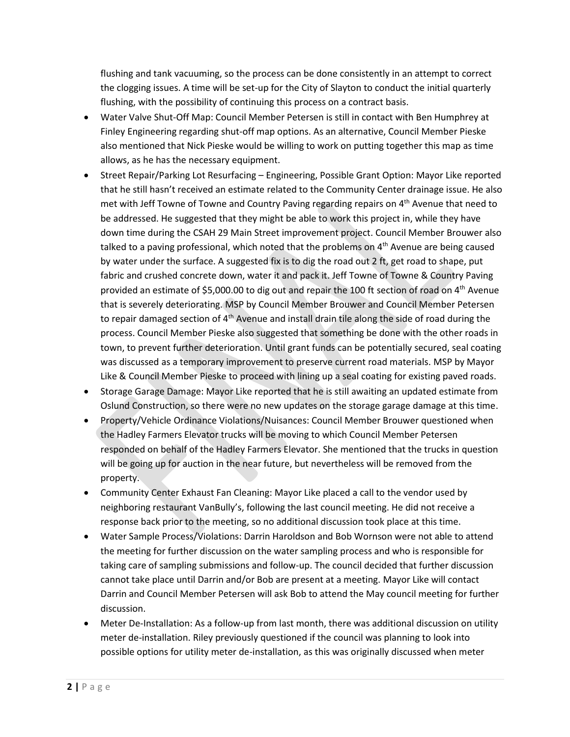flushing and tank vacuuming, so the process can be done consistently in an attempt to correct the clogging issues. A time will be set-up for the City of Slayton to conduct the initial quarterly flushing, with the possibility of continuing this process on a contract basis.

- Water Valve Shut-Off Map: Council Member Petersen is still in contact with Ben Humphrey at Finley Engineering regarding shut-off map options. As an alternative, Council Member Pieske also mentioned that Nick Pieske would be willing to work on putting together this map as time allows, as he has the necessary equipment.
- Street Repair/Parking Lot Resurfacing – Engineering, Possible Grant Option: Mayor Like reported that he still hasn't received an estimate related to the Community Center drainage issue. He also met with Jeff Towne of Towne and Country Paving regarding repairs on 4th Avenue that need to be addressed. He suggested that they might be able to work this project in, while they have down time during the CSAH 29 Main Street improvement project. Council Member Brouwer also talked to a paving professional, which noted that the problems on 4th Avenue are being caused by water under the surface. A suggested fix is to dig the road out 2 ft, get road to shape, put fabric and crushed concrete down, water it and pack it. Jeff Towne of Towne & Country Paving provided an estimate of $5,000.00 to dig out and repair the 100 ft section of road on 4th Avenue that is severely deteriorating. MSP by Council Member Brouwer and Council Member Petersen to repair damaged section of 4th Avenue and install drain tile along the side of road during the process. Council Member Pieske also suggested that something be done with the other roads in town, to prevent further deterioration. Until grant funds can be potentially secured, seal coating was discussed as a temporary improvement to preserve current road materials. MSP by Mayor Like & Council Member Pieske to proceed with lining up a seal coating for existing paved roads.
- Storage Garage Damage: Mayor Like reported that he is still awaiting an updated estimate from Oslund Construction, so there were no new updates on the storage garage damage at this time.
- Property/Vehicle Ordinance Violations/Nuisances: Council Member Brouwer questioned when the Hadley Farmers Elevator trucks will be moving to which Council Member Petersen responded on behalf of the Hadley Farmers Elevator. She mentioned that the trucks in question will be going up for auction in the near future, but nevertheless will be removed from the property.
- Community Center Exhaust Fan Cleaning: Mayor Like placed a call to the vendor used by neighboring restaurant VanBully's, following the last council meeting. He did not receive a response back prior to the meeting, so no additional discussion took place at this time.
- Water Sample Process/Violations: Darrin Haroldson and Bob Wornson were not able to attend the meeting for further discussion on the water sampling process and who is responsible for taking care of sampling submissions and follow-up. The council decided that further discussion cannot take place until Darrin and/or Bob are present at a meeting. Mayor Like will contact Darrin and Council Member Petersen will ask Bob to attend the May council meeting for further discussion.
- Meter De-Installation: As a follow-up from last month, there was additional discussion on utility meter de-installation. Riley previously questioned if the council was planning to look into possible options for utility meter de-installation, as this was originally discussed when meter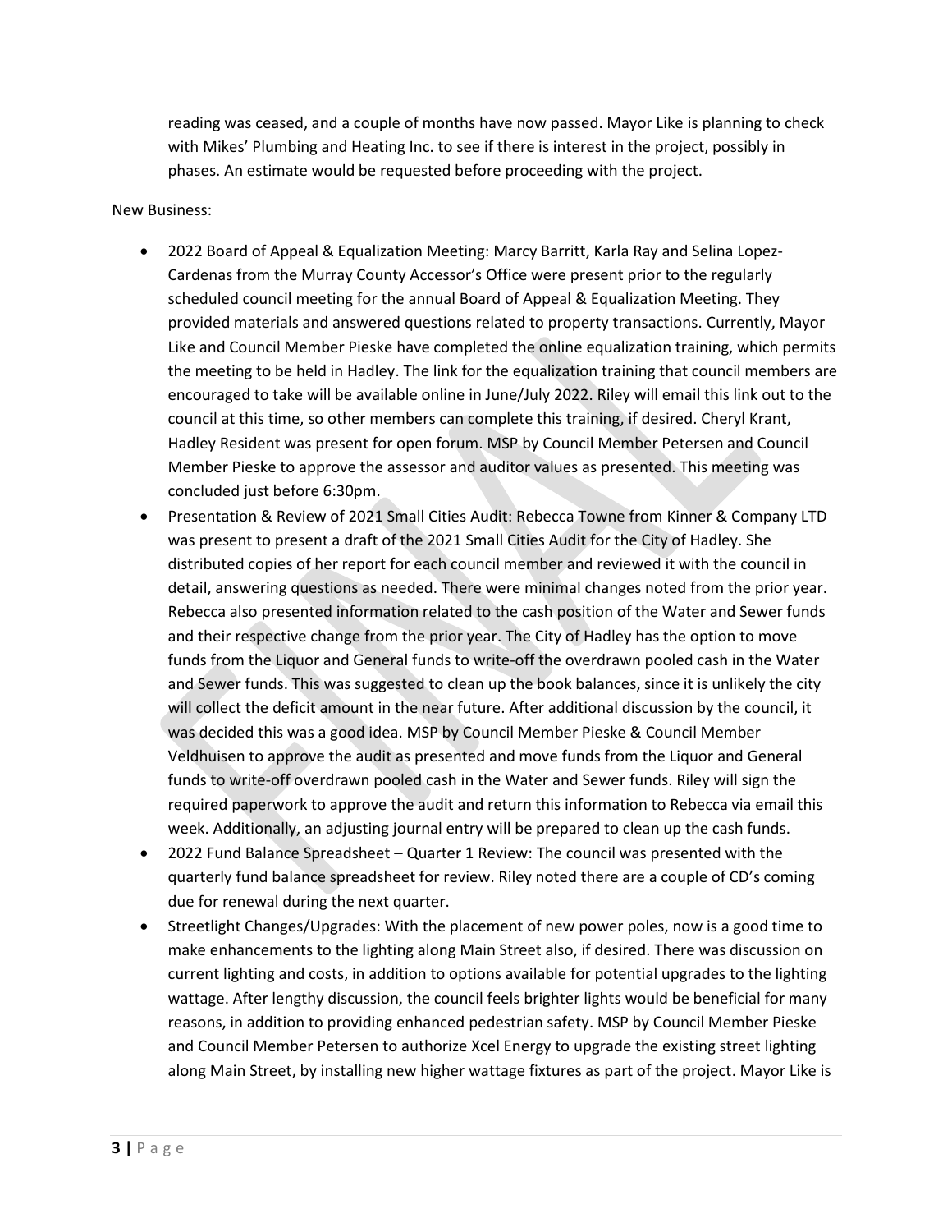reading was ceased, and a couple of months have now passed. Mayor Like is planning to check with Mikes' Plumbing and Heating Inc. to see if there is interest in the project, possibly in phases. An estimate would be requested before proceeding with the project.

New Business:

- 2022 Board of Appeal & Equalization Meeting: Marcy Barritt, Karla Ray and Selina Lopez-Cardenas from the Murray County Accessor's Office were present prior to the regularly scheduled council meeting for the annual Board of Appeal & Equalization Meeting. They provided materials and answered questions related to property transactions. Currently, Mayor Like and Council Member Pieske have completed the online equalization training, which permits the meeting to be held in Hadley. The link for the equalization training that council members are encouraged to take will be available online in June/July 2022. Riley will email this link out to the council at this time, so other members can complete this training, if desired. Cheryl Krant, Hadley Resident was present for open forum. MSP by Council Member Petersen and Council Member Pieske to approve the assessor and auditor values as presented. This meeting was concluded just before 6:30pm.
- Presentation & Review of 2021 Small Cities Audit: Rebecca Towne from Kinner & Company LTD was present to present a draft of the 2021 Small Cities Audit for the City of Hadley. She distributed copies of her report for each council member and reviewed it with the council in detail, answering questions as needed. There were minimal changes noted from the prior year. Rebecca also presented information related to the cash position of the Water and Sewer funds and their respective change from the prior year. The City of Hadley has the option to move funds from the Liquor and General funds to write-off the overdrawn pooled cash in the Water and Sewer funds. This was suggested to clean up the book balances, since it is unlikely the city will collect the deficit amount in the near future. After additional discussion by the council, it was decided this was a good idea. MSP by Council Member Pieske & Council Member Veldhuisen to approve the audit as presented and move funds from the Liquor and General funds to write-off overdrawn pooled cash in the Water and Sewer funds. Riley will sign the required paperwork to approve the audit and return this information to Rebecca via email this week. Additionally, an adjusting journal entry will be prepared to clean up the cash funds.
- 2022 Fund Balance Spreadsheet – Quarter 1 Review: The council was presented with the quarterly fund balance spreadsheet for review. Riley noted there are a couple of CD's coming due for renewal during the next quarter.
- Streetlight Changes/Upgrades: With the placement of new power poles, now is a good time to make enhancements to the lighting along Main Street also, if desired. There was discussion on current lighting and costs, in addition to options available for potential upgrades to the lighting wattage. After lengthy discussion, the council feels brighter lights would be beneficial for many reasons, in addition to providing enhanced pedestrian safety. MSP by Council Member Pieske and Council Member Petersen to authorize Xcel Energy to upgrade the existing street lighting along Main Street, by installing new higher wattage fixtures as part of the project. Mayor Like is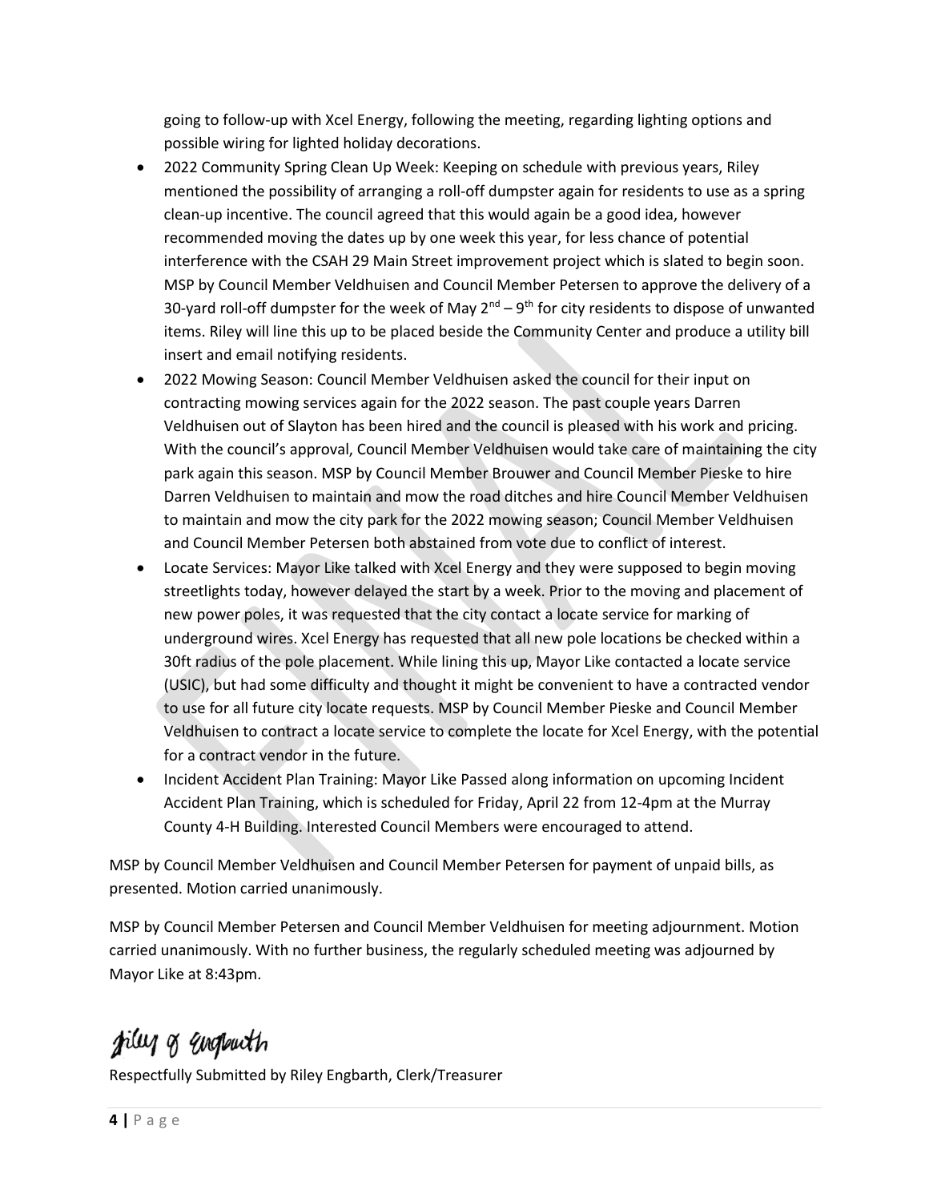going to follow-up with Xcel Energy, following the meeting, regarding lighting options and possible wiring for lighted holiday decorations.

- 2022 Community Spring Clean Up Week: Keeping on schedule with previous years, Riley mentioned the possibility of arranging a roll-off dumpster again for residents to use as a spring clean-up incentive. The council agreed that this would again be a good idea, however recommended moving the dates up by one week this year, for less chance of potential interference with the CSAH 29 Main Street improvement project which is slated to begin soon. MSP by Council Member Veldhuisen and Council Member Petersen to approve the delivery of a 30-yard roll-off dumpster for the week of May 2nd – 9th for city residents to dispose of unwanted items. Riley will line this up to be placed beside the Community Center and produce a utility bill insert and email notifying residents.
- 2022 Mowing Season: Council Member Veldhuisen asked the council for their input on contracting mowing services again for the 2022 season. The past couple years Darren Veldhuisen out of Slayton has been hired and the council is pleased with his work and pricing. With the council's approval, Council Member Veldhuisen would take care of maintaining the city park again this season. MSP by Council Member Brouwer and Council Member Pieske to hire Darren Veldhuisen to maintain and mow the road ditches and hire Council Member Veldhuisen to maintain and mow the city park for the 2022 mowing season; Council Member Veldhuisen and Council Member Petersen both abstained from vote due to conflict of interest.
- Locate Services: Mayor Like talked with Xcel Energy and they were supposed to begin moving streetlights today, however delayed the start by a week. Prior to the moving and placement of new power poles, it was requested that the city contact a locate service for marking of underground wires. Xcel Energy has requested that all new pole locations be checked within a 30ft radius of the pole placement. While lining this up, Mayor Like contacted a locate service (USIC), but had some difficulty and thought it might be convenient to have a contracted vendor to use for all future city locate requests. MSP by Council Member Pieske and Council Member Veldhuisen to contract a locate service to complete the locate for Xcel Energy, with the potential for a contract vendor in the future.
- Incident Accident Plan Training: Mayor Like Passed along information on upcoming Incident Accident Plan Training, which is scheduled for Friday, April 22 from 12-4pm at the Murray County 4-H Building. Interested Council Members were encouraged to attend.

MSP by Council Member Veldhuisen and Council Member Petersen for payment of unpaid bills, as presented. Motion carried unanimously.

MSP by Council Member Petersen and Council Member Veldhuisen for meeting adjournment. Motion carried unanimously. With no further business, the regularly scheduled meeting was adjourned by Mayor Like at 8:43pm.

Riley G Engbarth

Respectfully Submitted by Riley Engbarth, Clerk/Treasurer